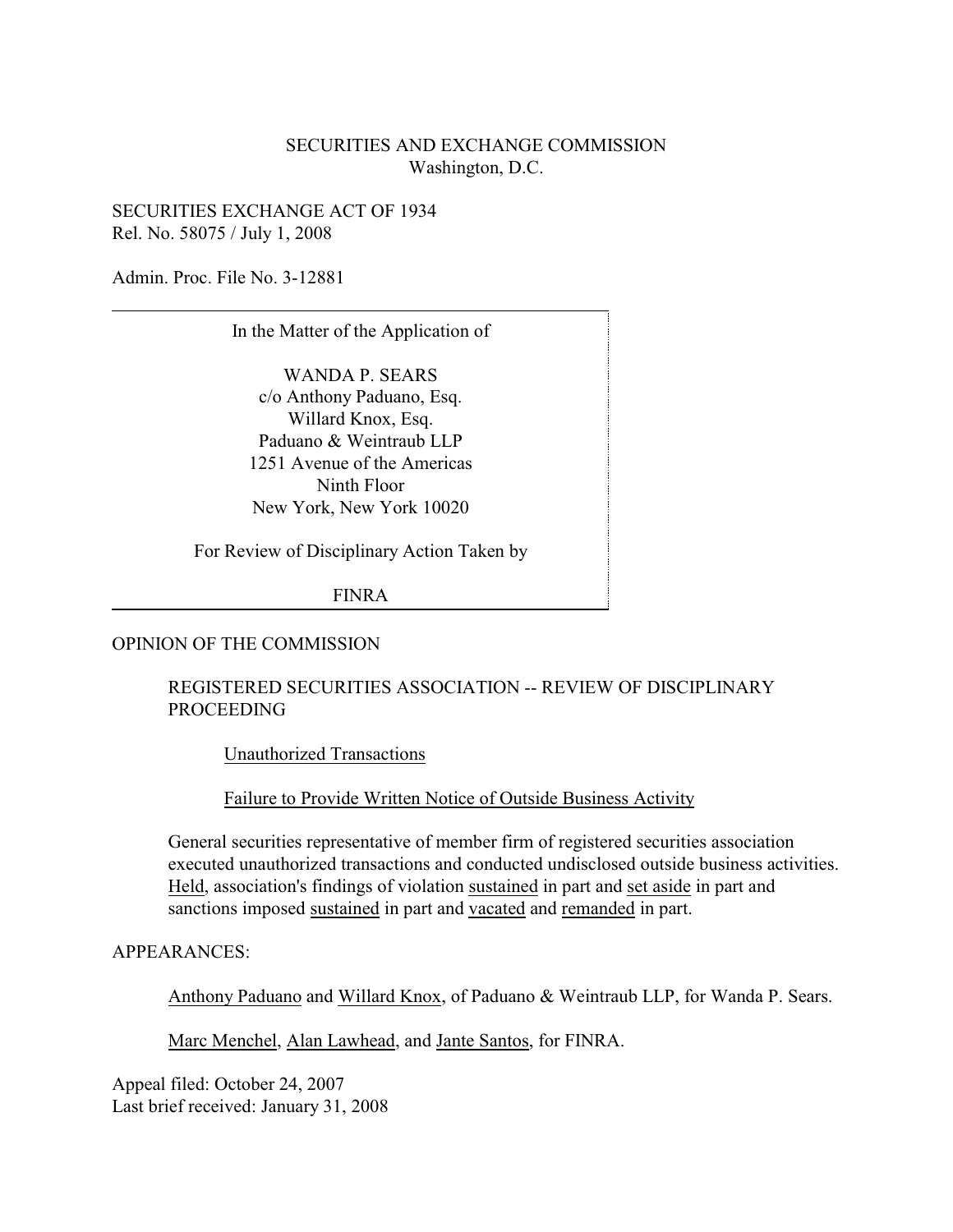SECURITIES AND EXCHANGE COMMISSION
Washington, D.C.

SECURITIES EXCHANGE ACT OF 1934
Rel. No. 58075 / July 1, 2008

Admin. Proc. File No. 3-12881

---

In the Matter of the Application of

WANDA P. SEARS
c/o Anthony Paduano, Esq.
Willard Knox, Esq.
Paduano & Weintraub LLP
1251 Avenue of the Americas
Ninth Floor
New York, New York 10020

For Review of Disciplinary Action Taken by

FINRA

---

OPINION OF THE COMMISSION

REGISTERED SECURITIES ASSOCIATION -- REVIEW OF DISCIPLINARY PROCEEDING

Unauthorized Transactions

Failure to Provide Written Notice of Outside Business Activity

General securities representative of member firm of registered securities association executed unauthorized transactions and conducted undisclosed outside business activities. Held, association's findings of violation sustained in part and set aside in part and sanctions imposed sustained in part and vacated and remanded in part.

APPEARANCES:

Anthony Paduano and Willard Knox, of Paduano & Weintraub LLP, for Wanda P. Sears.

Marc Menchel, Alan Lawhead, and Jante Santos, for FINRA.

Appeal filed: October 24, 2007
Last brief received: January 31, 2008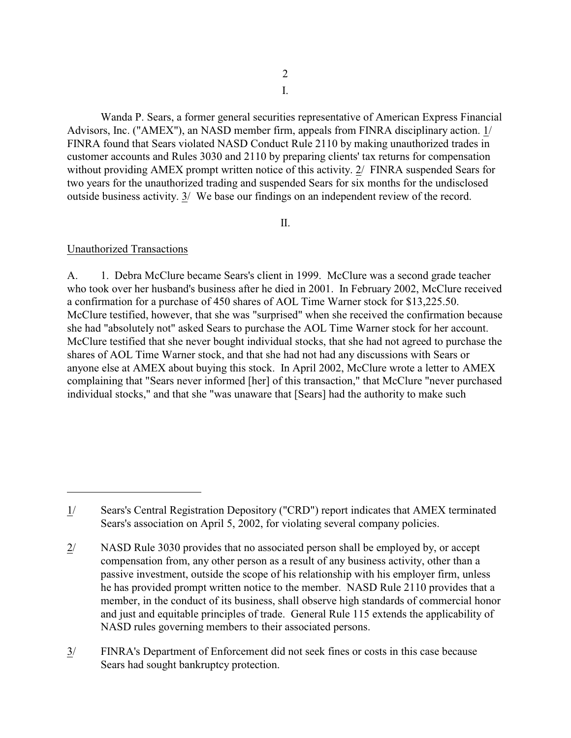I.

Wanda P. Sears, a former general securities representative of American Express Financial Advisors, Inc. ("AMEX"), an NASD member firm, appeals from FINRA disciplinary action. 1/ FINRA found that Sears violated NASD Conduct Rule 2110 by making unauthorized trades in customer accounts and Rules 3030 and 2110 by preparing clients' tax returns for compensation without providing AMEX prompt written notice of this activity. 2/ FINRA suspended Sears for two years for the unauthorized trading and suspended Sears for six months for the undisclosed outside business activity. 3/ We base our findings on an independent review of the record.

II.

Unauthorized Transactions

A. 1. Debra McClure became Sears's client in 1999. McClure was a second grade teacher who took over her husband's business after he died in 2001. In February 2002, McClure received a confirmation for a purchase of 450 shares of AOL Time Warner stock for $13,225.50. McClure testified, however, that she was "surprised" when she received the confirmation because she had "absolutely not" asked Sears to purchase the AOL Time Warner stock for her account. McClure testified that she never bought individual stocks, that she had not agreed to purchase the shares of AOL Time Warner stock, and that she had not had any discussions with Sears or anyone else at AMEX about buying this stock. In April 2002, McClure wrote a letter to AMEX complaining that "Sears never informed [her] of this transaction," that McClure "never purchased individual stocks," and that she "was unaware that [Sears] had the authority to make such

---

1/ Sears's Central Registration Depository ("CRD") report indicates that AMEX terminated Sears's association on April 5, 2002, for violating several company policies.

2/ NASD Rule 3030 provides that no associated person shall be employed by, or accept compensation from, any other person as a result of any business activity, other than a passive investment, outside the scope of his relationship with his employer firm, unless he has provided prompt written notice to the member. NASD Rule 2110 provides that a member, in the conduct of its business, shall observe high standards of commercial honor and just and equitable principles of trade. General Rule 115 extends the applicability of NASD rules governing members to their associated persons.

3/ FINRA's Department of Enforcement did not seek fines or costs in this case because Sears had sought bankruptcy protection.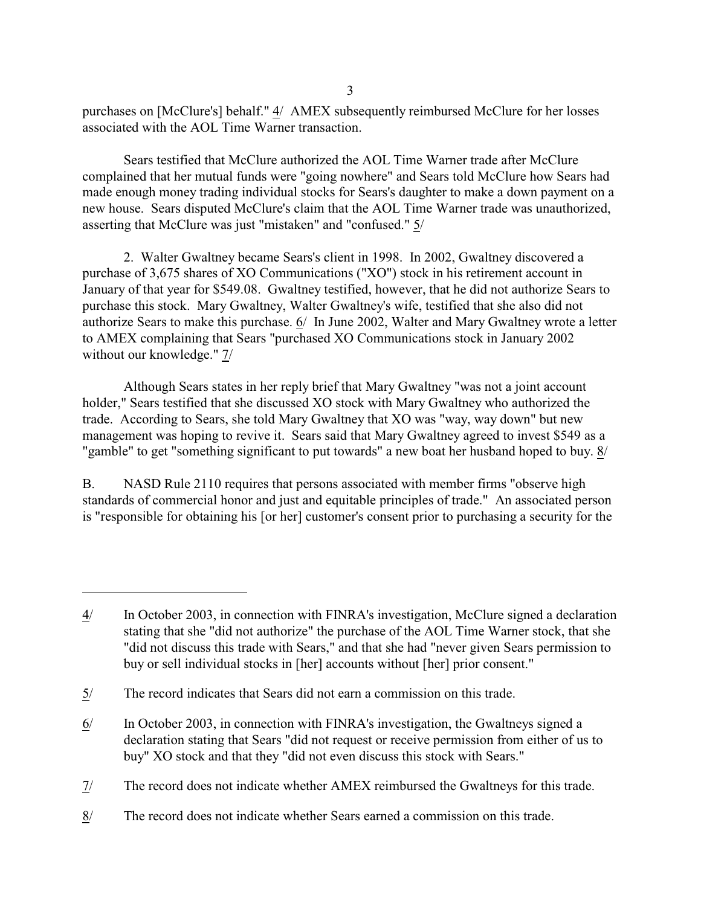purchases on [McClure's] behalf." 4/ AMEX subsequently reimbursed McClure for her losses associated with the AOL Time Warner transaction.

Sears testified that McClure authorized the AOL Time Warner trade after McClure complained that her mutual funds were "going nowhere" and Sears told McClure how Sears had made enough money trading individual stocks for Sears's daughter to make a down payment on a new house. Sears disputed McClure's claim that the AOL Time Warner trade was unauthorized, asserting that McClure was just "mistaken" and "confused." 5/

2. Walter Gwaltney became Sears's client in 1998. In 2002, Gwaltney discovered a purchase of 3,675 shares of XO Communications ("XO") stock in his retirement account in January of that year for $549.08. Gwaltney testified, however, that he did not authorize Sears to purchase this stock. Mary Gwaltney, Walter Gwaltney's wife, testified that she also did not authorize Sears to make this purchase. 6/ In June 2002, Walter and Mary Gwaltney wrote a letter to AMEX complaining that Sears "purchased XO Communications stock in January 2002 without our knowledge." 7/

Although Sears states in her reply brief that Mary Gwaltney "was not a joint account holder," Sears testified that she discussed XO stock with Mary Gwaltney who authorized the trade. According to Sears, she told Mary Gwaltney that XO was "way, way down" but new management was hoping to revive it. Sears said that Mary Gwaltney agreed to invest $549 as a "gamble" to get "something significant to put towards" a new boat her husband hoped to buy. 8/

B. NASD Rule 2110 requires that persons associated with member firms "observe high standards of commercial honor and just and equitable principles of trade." An associated person is "responsible for obtaining his [or her] customer's consent prior to purchasing a security for the

---

4/ In October 2003, in connection with FINRA's investigation, McClure signed a declaration stating that she "did not authorize" the purchase of the AOL Time Warner stock, that she "did not discuss this trade with Sears," and that she had "never given Sears permission to buy or sell individual stocks in [her] accounts without [her] prior consent."

5/ The record indicates that Sears did not earn a commission on this trade.

6/ In October 2003, in connection with FINRA's investigation, the Gwaltneys signed a declaration stating that Sears "did not request or receive permission from either of us to buy" XO stock and that they "did not even discuss this stock with Sears."

7/ The record does not indicate whether AMEX reimbursed the Gwaltneys for this trade.

8/ The record does not indicate whether Sears earned a commission on this trade.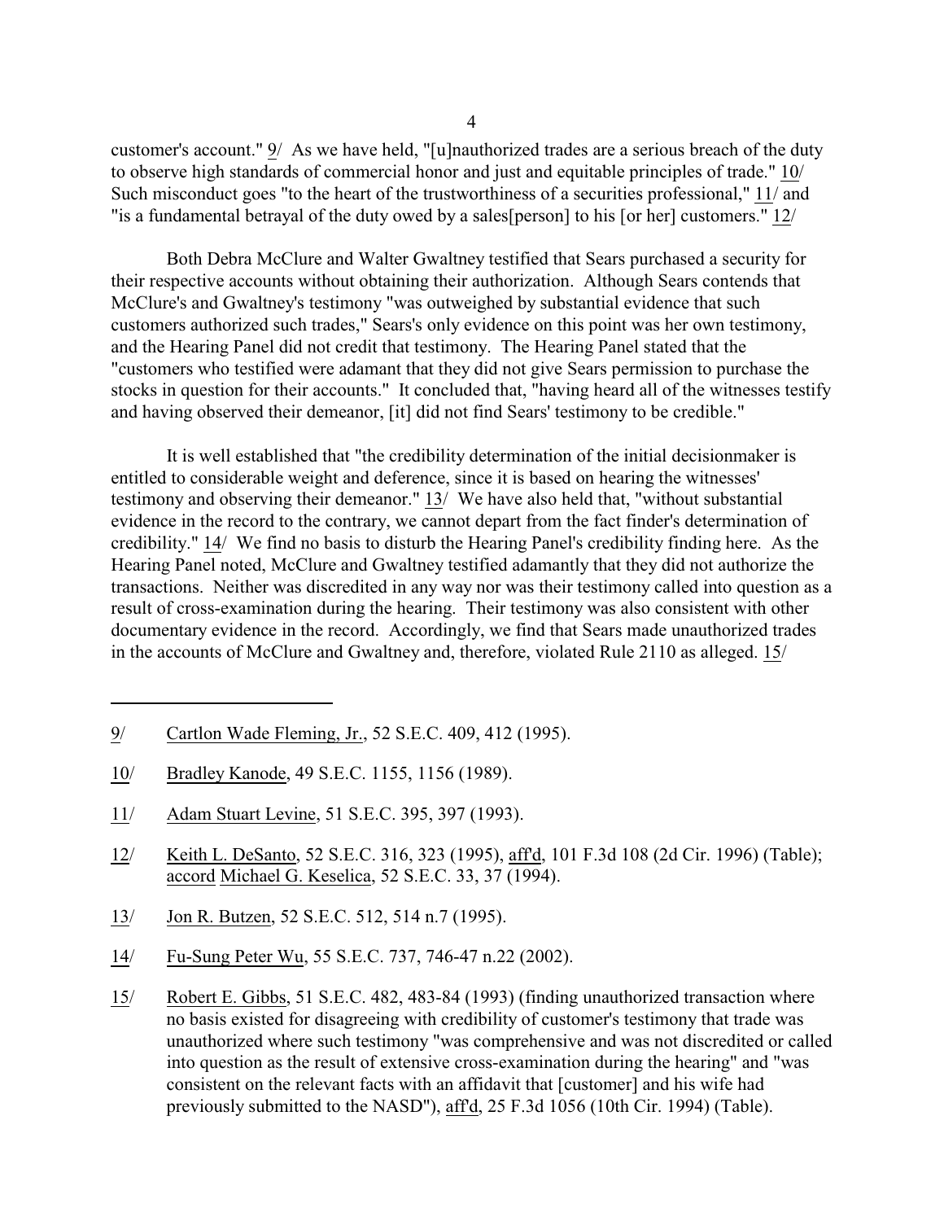customer's account." 9/ As we have held, "[u]nauthorized trades are a serious breach of the duty to observe high standards of commercial honor and just and equitable principles of trade." 10/ Such misconduct goes "to the heart of the trustworthiness of a securities professional," 11/ and "is a fundamental betrayal of the duty owed by a sales[person] to his [or her] customers." 12/

Both Debra McClure and Walter Gwaltney testified that Sears purchased a security for their respective accounts without obtaining their authorization. Although Sears contends that McClure's and Gwaltney's testimony "was outweighed by substantial evidence that such customers authorized such trades," Sears's only evidence on this point was her own testimony, and the Hearing Panel did not credit that testimony. The Hearing Panel stated that the "customers who testified were adamant that they did not give Sears permission to purchase the stocks in question for their accounts." It concluded that, "having heard all of the witnesses testify and having observed their demeanor, [it] did not find Sears' testimony to be credible."

It is well established that "the credibility determination of the initial decisionmaker is entitled to considerable weight and deference, since it is based on hearing the witnesses' testimony and observing their demeanor." 13/ We have also held that, "without substantial evidence in the record to the contrary, we cannot depart from the fact finder's determination of credibility." 14/ We find no basis to disturb the Hearing Panel's credibility finding here. As the Hearing Panel noted, McClure and Gwaltney testified adamantly that they did not authorize the transactions. Neither was discredited in any way nor was their testimony called into question as a result of cross-examination during the hearing. Their testimony was also consistent with other documentary evidence in the record. Accordingly, we find that Sears made unauthorized trades in the accounts of McClure and Gwaltney and, therefore, violated Rule 2110 as alleged. 15/

---

9/ Cartlon Wade Fleming, Jr., 52 S.E.C. 409, 412 (1995).

10/ Bradley Kanode, 49 S.E.C. 1155, 1156 (1989).

11/ Adam Stuart Levine, 51 S.E.C. 395, 397 (1993).

12/ Keith L. DeSanto, 52 S.E.C. 316, 323 (1995), aff'd, 101 F.3d 108 (2d Cir. 1996) (Table); accord Michael G. Keselica, 52 S.E.C. 33, 37 (1994).

13/ Jon R. Butzen, 52 S.E.C. 512, 514 n.7 (1995).

14/ Fu-Sung Peter Wu, 55 S.E.C. 737, 746-47 n.22 (2002).

15/ Robert E. Gibbs, 51 S.E.C. 482, 483-84 (1993) (finding unauthorized transaction where no basis existed for disagreeing with credibility of customer's testimony that trade was unauthorized where such testimony "was comprehensive and was not discredited or called into question as the result of extensive cross-examination during the hearing" and "was consistent on the relevant facts with an affidavit that [customer] and his wife had previously submitted to the NASD"), aff'd, 25 F.3d 1056 (10th Cir. 1994) (Table).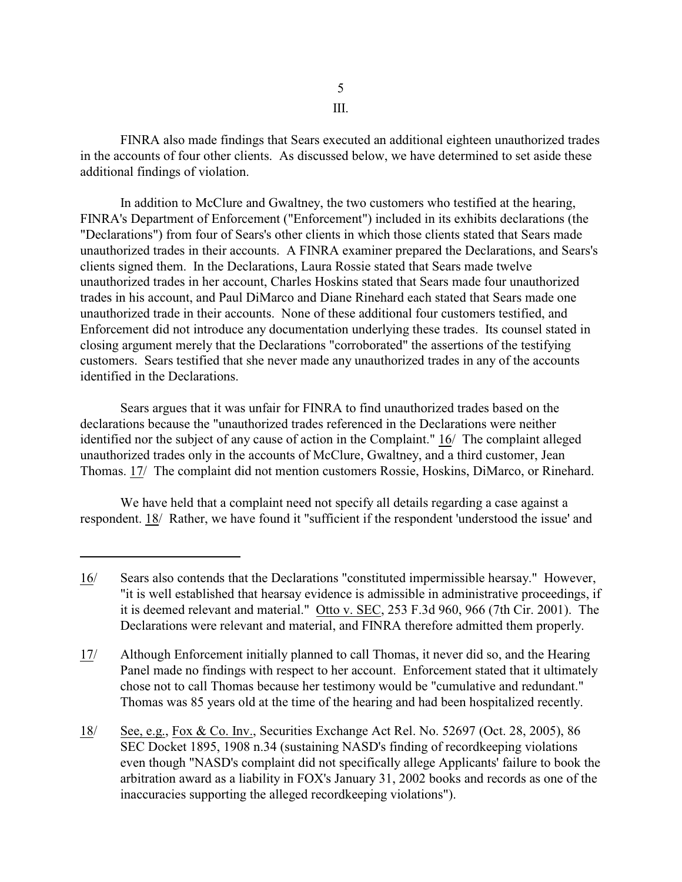III.

FINRA also made findings that Sears executed an additional eighteen unauthorized trades in the accounts of four other clients. As discussed below, we have determined to set aside these additional findings of violation.

In addition to McClure and Gwaltney, the two customers who testified at the hearing, FINRA's Department of Enforcement ("Enforcement") included in its exhibits declarations (the "Declarations") from four of Sears's other clients in which those clients stated that Sears made unauthorized trades in their accounts. A FINRA examiner prepared the Declarations, and Sears's clients signed them. In the Declarations, Laura Rossie stated that Sears made twelve unauthorized trades in her account, Charles Hoskins stated that Sears made four unauthorized trades in his account, and Paul DiMarco and Diane Rinehard each stated that Sears made one unauthorized trade in their accounts. None of these additional four customers testified, and Enforcement did not introduce any documentation underlying these trades. Its counsel stated in closing argument merely that the Declarations "corroborated" the assertions of the testifying customers. Sears testified that she never made any unauthorized trades in any of the accounts identified in the Declarations.

Sears argues that it was unfair for FINRA to find unauthorized trades based on the declarations because the "unauthorized trades referenced in the Declarations were neither identified nor the subject of any cause of action in the Complaint." 16/ The complaint alleged unauthorized trades only in the accounts of McClure, Gwaltney, and a third customer, Jean Thomas. 17/ The complaint did not mention customers Rossie, Hoskins, DiMarco, or Rinehard.

We have held that a complaint need not specify all details regarding a case against a respondent. 18/ Rather, we have found it "sufficient if the respondent 'understood the issue' and

---

16/ Sears also contends that the Declarations "constituted impermissible hearsay." However, "it is well established that hearsay evidence is admissible in administrative proceedings, if it is deemed relevant and material." Otto v. SEC, 253 F.3d 960, 966 (7th Cir. 2001). The Declarations were relevant and material, and FINRA therefore admitted them properly.

17/ Although Enforcement initially planned to call Thomas, it never did so, and the Hearing Panel made no findings with respect to her account. Enforcement stated that it ultimately chose not to call Thomas because her testimony would be "cumulative and redundant." Thomas was 85 years old at the time of the hearing and had been hospitalized recently.

18/ See, e.g., Fox & Co. Inv., Securities Exchange Act Rel. No. 52697 (Oct. 28, 2005), 86 SEC Docket 1895, 1908 n.34 (sustaining NASD's finding of recordkeeping violations even though "NASD's complaint did not specifically allege Applicants' failure to book the arbitration award as a liability in FOX's January 31, 2002 books and records as one of the inaccuracies supporting the alleged recordkeeping violations").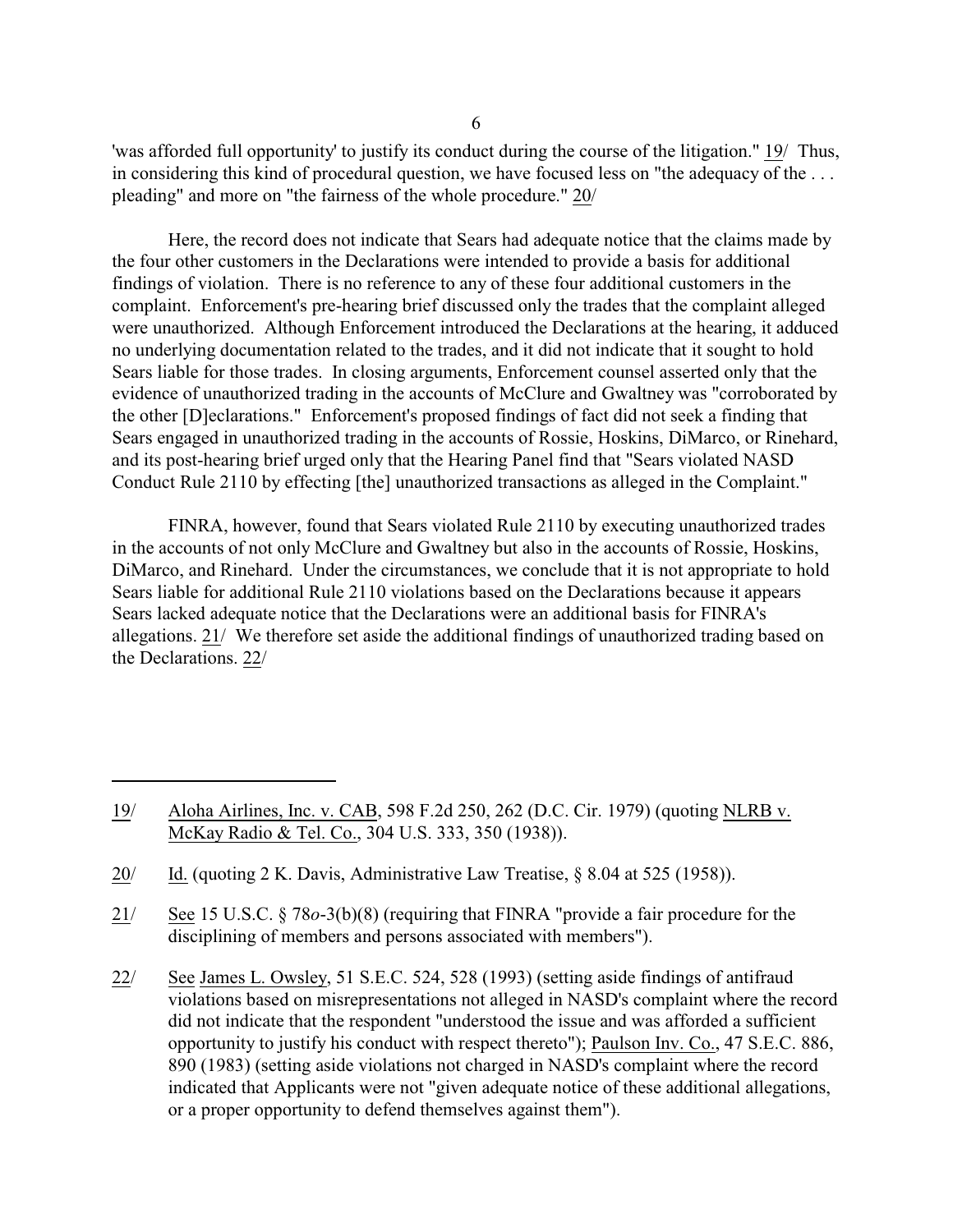'was afforded full opportunity' to justify its conduct during the course of the litigation." 19/ Thus, in considering this kind of procedural question, we have focused less on "the adequacy of the . . . pleading" and more on "the fairness of the whole procedure." 20/

Here, the record does not indicate that Sears had adequate notice that the claims made by the four other customers in the Declarations were intended to provide a basis for additional findings of violation. There is no reference to any of these four additional customers in the complaint. Enforcement's pre-hearing brief discussed only the trades that the complaint alleged were unauthorized. Although Enforcement introduced the Declarations at the hearing, it adduced no underlying documentation related to the trades, and it did not indicate that it sought to hold Sears liable for those trades. In closing arguments, Enforcement counsel asserted only that the evidence of unauthorized trading in the accounts of McClure and Gwaltney was "corroborated by the other [D]eclarations." Enforcement's proposed findings of fact did not seek a finding that Sears engaged in unauthorized trading in the accounts of Rossie, Hoskins, DiMarco, or Rinehard, and its post-hearing brief urged only that the Hearing Panel find that "Sears violated NASD Conduct Rule 2110 by effecting [the] unauthorized transactions as alleged in the Complaint."

FINRA, however, found that Sears violated Rule 2110 by executing unauthorized trades in the accounts of not only McClure and Gwaltney but also in the accounts of Rossie, Hoskins, DiMarco, and Rinehard. Under the circumstances, we conclude that it is not appropriate to hold Sears liable for additional Rule 2110 violations based on the Declarations because it appears Sears lacked adequate notice that the Declarations were an additional basis for FINRA's allegations. 21/ We therefore set aside the additional findings of unauthorized trading based on the Declarations. 22/

---

19/ Aloha Airlines, Inc. v. CAB, 598 F.2d 250, 262 (D.C. Cir. 1979) (quoting NLRB v. McKay Radio & Tel. Co., 304 U.S. 333, 350 (1938)).

20/ Id. (quoting 2 K. Davis, Administrative Law Treatise, § 8.04 at 525 (1958)).

21/ See 15 U.S.C. § 78*o*-3(b)(8) (requiring that FINRA "provide a fair procedure for the disciplining of members and persons associated with members").

22/ See James L. Owsley, 51 S.E.C. 524, 528 (1993) (setting aside findings of antifraud violations based on misrepresentations not alleged in NASD's complaint where the record did not indicate that the respondent "understood the issue and was afforded a sufficient opportunity to justify his conduct with respect thereto"); Paulson Inv. Co., 47 S.E.C. 886, 890 (1983) (setting aside violations not charged in NASD's complaint where the record indicated that Applicants were not "given adequate notice of these additional allegations, or a proper opportunity to defend themselves against them").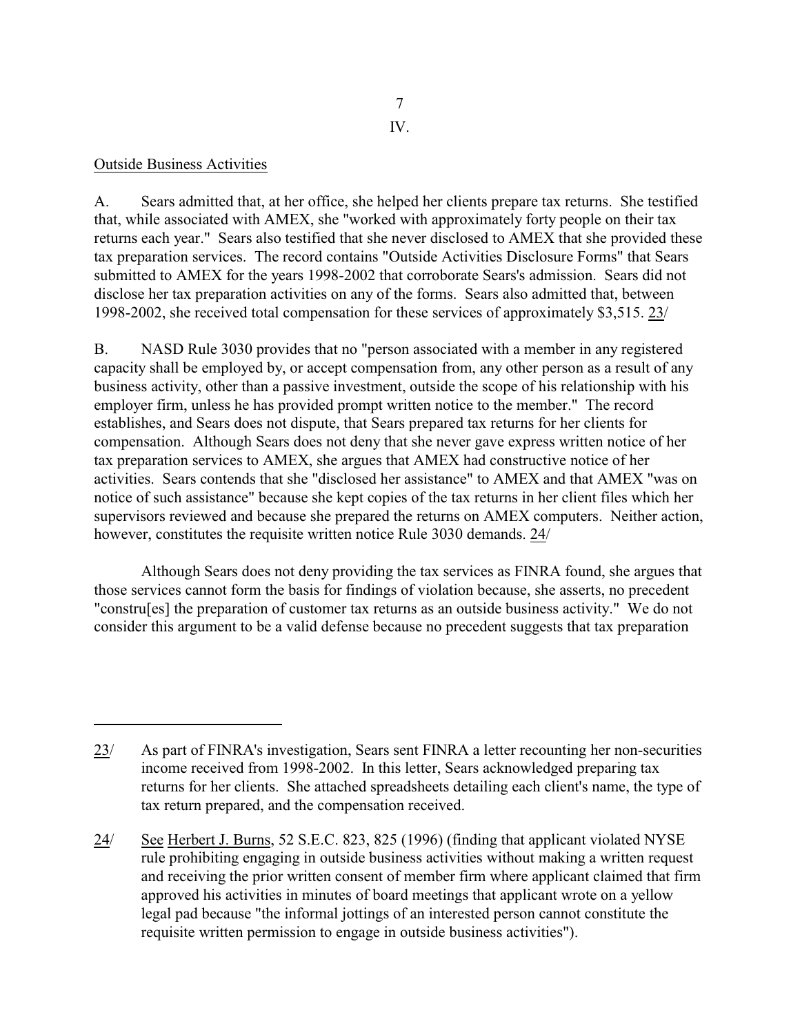IV.

Outside Business Activities

A. Sears admitted that, at her office, she helped her clients prepare tax returns. She testified that, while associated with AMEX, she "worked with approximately forty people on their tax returns each year." Sears also testified that she never disclosed to AMEX that she provided these tax preparation services. The record contains "Outside Activities Disclosure Forms" that Sears submitted to AMEX for the years 1998-2002 that corroborate Sears's admission. Sears did not disclose her tax preparation activities on any of the forms. Sears also admitted that, between 1998-2002, she received total compensation for these services of approximately $3,515. 23/

B. NASD Rule 3030 provides that no "person associated with a member in any registered capacity shall be employed by, or accept compensation from, any other person as a result of any business activity, other than a passive investment, outside the scope of his relationship with his employer firm, unless he has provided prompt written notice to the member." The record establishes, and Sears does not dispute, that Sears prepared tax returns for her clients for compensation. Although Sears does not deny that she never gave express written notice of her tax preparation services to AMEX, she argues that AMEX had constructive notice of her activities. Sears contends that she "disclosed her assistance" to AMEX and that AMEX "was on notice of such assistance" because she kept copies of the tax returns in her client files which her supervisors reviewed and because she prepared the returns on AMEX computers. Neither action, however, constitutes the requisite written notice Rule 3030 demands. 24/

Although Sears does not deny providing the tax services as FINRA found, she argues that those services cannot form the basis for findings of violation because, she asserts, no precedent "constru[es] the preparation of customer tax returns as an outside business activity." We do not consider this argument to be a valid defense because no precedent suggests that tax preparation

---

23/ As part of FINRA's investigation, Sears sent FINRA a letter recounting her non-securities income received from 1998-2002. In this letter, Sears acknowledged preparing tax returns for her clients. She attached spreadsheets detailing each client's name, the type of tax return prepared, and the compensation received.

24/ See Herbert J. Burns, 52 S.E.C. 823, 825 (1996) (finding that applicant violated NYSE rule prohibiting engaging in outside business activities without making a written request and receiving the prior written consent of member firm where applicant claimed that firm approved his activities in minutes of board meetings that applicant wrote on a yellow legal pad because "the informal jottings of an interested person cannot constitute the requisite written permission to engage in outside business activities").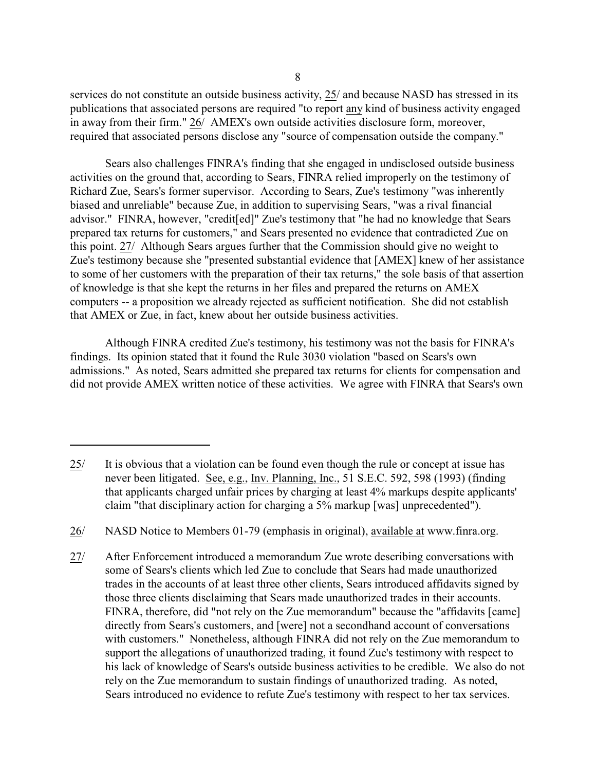services do not constitute an outside business activity, 25/ and because NASD has stressed in its publications that associated persons are required "to report any kind of business activity engaged in away from their firm." 26/ AMEX's own outside activities disclosure form, moreover, required that associated persons disclose any "source of compensation outside the company."

Sears also challenges FINRA's finding that she engaged in undisclosed outside business activities on the ground that, according to Sears, FINRA relied improperly on the testimony of Richard Zue, Sears's former supervisor. According to Sears, Zue's testimony "was inherently biased and unreliable" because Zue, in addition to supervising Sears, "was a rival financial advisor." FINRA, however, "credit[ed]" Zue's testimony that "he had no knowledge that Sears prepared tax returns for customers," and Sears presented no evidence that contradicted Zue on this point. 27/ Although Sears argues further that the Commission should give no weight to Zue's testimony because she "presented substantial evidence that [AMEX] knew of her assistance to some of her customers with the preparation of their tax returns," the sole basis of that assertion of knowledge is that she kept the returns in her files and prepared the returns on AMEX computers -- a proposition we already rejected as sufficient notification. She did not establish that AMEX or Zue, in fact, knew about her outside business activities.

Although FINRA credited Zue's testimony, his testimony was not the basis for FINRA's findings. Its opinion stated that it found the Rule 3030 violation "based on Sears's own admissions." As noted, Sears admitted she prepared tax returns for clients for compensation and did not provide AMEX written notice of these activities. We agree with FINRA that Sears's own

---

25/ It is obvious that a violation can be found even though the rule or concept at issue has never been litigated. See, e.g., Inv. Planning, Inc., 51 S.E.C. 592, 598 (1993) (finding that applicants charged unfair prices by charging at least 4% markups despite applicants' claim "that disciplinary action for charging a 5% markup [was] unprecedented").

26/ NASD Notice to Members 01-79 (emphasis in original), available at www.finra.org.

27/ After Enforcement introduced a memorandum Zue wrote describing conversations with some of Sears's clients which led Zue to conclude that Sears had made unauthorized trades in the accounts of at least three other clients, Sears introduced affidavits signed by those three clients disclaiming that Sears made unauthorized trades in their accounts. FINRA, therefore, did "not rely on the Zue memorandum" because the "affidavits [came] directly from Sears's customers, and [were] not a secondhand account of conversations with customers." Nonetheless, although FINRA did not rely on the Zue memorandum to support the allegations of unauthorized trading, it found Zue's testimony with respect to his lack of knowledge of Sears's outside business activities to be credible. We also do not rely on the Zue memorandum to sustain findings of unauthorized trading. As noted, Sears introduced no evidence to refute Zue's testimony with respect to her tax services.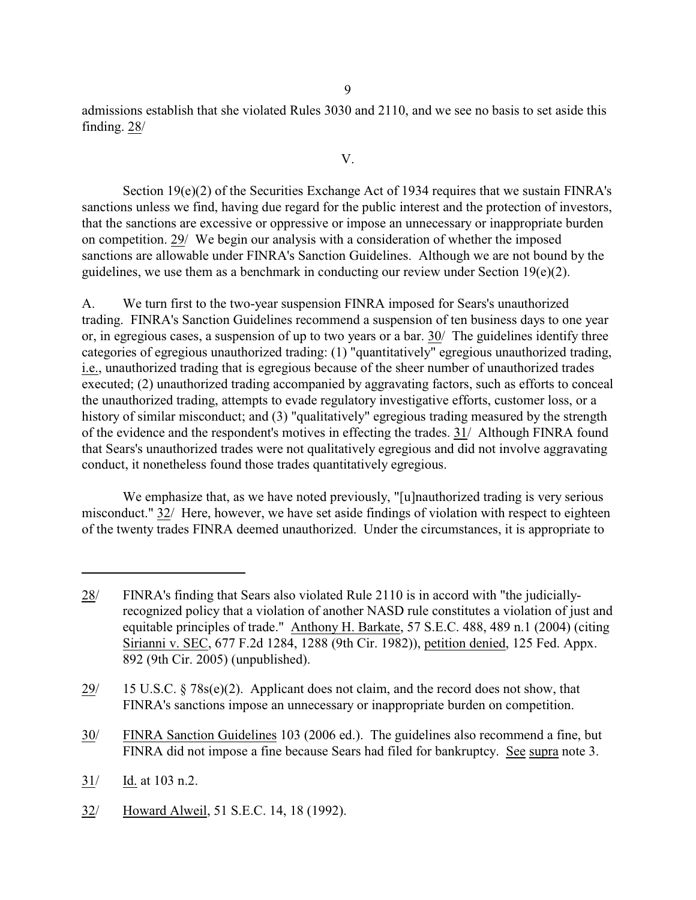admissions establish that she violated Rules 3030 and 2110, and we see no basis to set aside this finding. 28/

V.

Section 19(e)(2) of the Securities Exchange Act of 1934 requires that we sustain FINRA's sanctions unless we find, having due regard for the public interest and the protection of investors, that the sanctions are excessive or oppressive or impose an unnecessary or inappropriate burden on competition. 29/ We begin our analysis with a consideration of whether the imposed sanctions are allowable under FINRA's Sanction Guidelines. Although we are not bound by the guidelines, we use them as a benchmark in conducting our review under Section 19(e)(2).

A. We turn first to the two-year suspension FINRA imposed for Sears's unauthorized trading. FINRA's Sanction Guidelines recommend a suspension of ten business days to one year or, in egregious cases, a suspension of up to two years or a bar. 30/ The guidelines identify three categories of egregious unauthorized trading: (1) "quantitatively" egregious unauthorized trading, i.e., unauthorized trading that is egregious because of the sheer number of unauthorized trades executed; (2) unauthorized trading accompanied by aggravating factors, such as efforts to conceal the unauthorized trading, attempts to evade regulatory investigative efforts, customer loss, or a history of similar misconduct; and (3) "qualitatively" egregious trading measured by the strength of the evidence and the respondent's motives in effecting the trades. 31/ Although FINRA found that Sears's unauthorized trades were not qualitatively egregious and did not involve aggravating conduct, it nonetheless found those trades quantitatively egregious.

We emphasize that, as we have noted previously, "[u]nauthorized trading is very serious misconduct." 32/ Here, however, we have set aside findings of violation with respect to eighteen of the twenty trades FINRA deemed unauthorized. Under the circumstances, it is appropriate to

---

28/ FINRA's finding that Sears also violated Rule 2110 is in accord with "the judicially-recognized policy that a violation of another NASD rule constitutes a violation of just and equitable principles of trade." Anthony H. Barkate, 57 S.E.C. 488, 489 n.1 (2004) (citing Sirianni v. SEC, 677 F.2d 1284, 1288 (9th Cir. 1982)), petition denied, 125 Fed. Appx. 892 (9th Cir. 2005) (unpublished).

29/ 15 U.S.C. § 78s(e)(2). Applicant does not claim, and the record does not show, that FINRA's sanctions impose an unnecessary or inappropriate burden on competition.

30/ FINRA Sanction Guidelines 103 (2006 ed.). The guidelines also recommend a fine, but FINRA did not impose a fine because Sears had filed for bankruptcy. See supra note 3.

31/ Id. at 103 n.2.

32/ Howard Alweil, 51 S.E.C. 14, 18 (1992).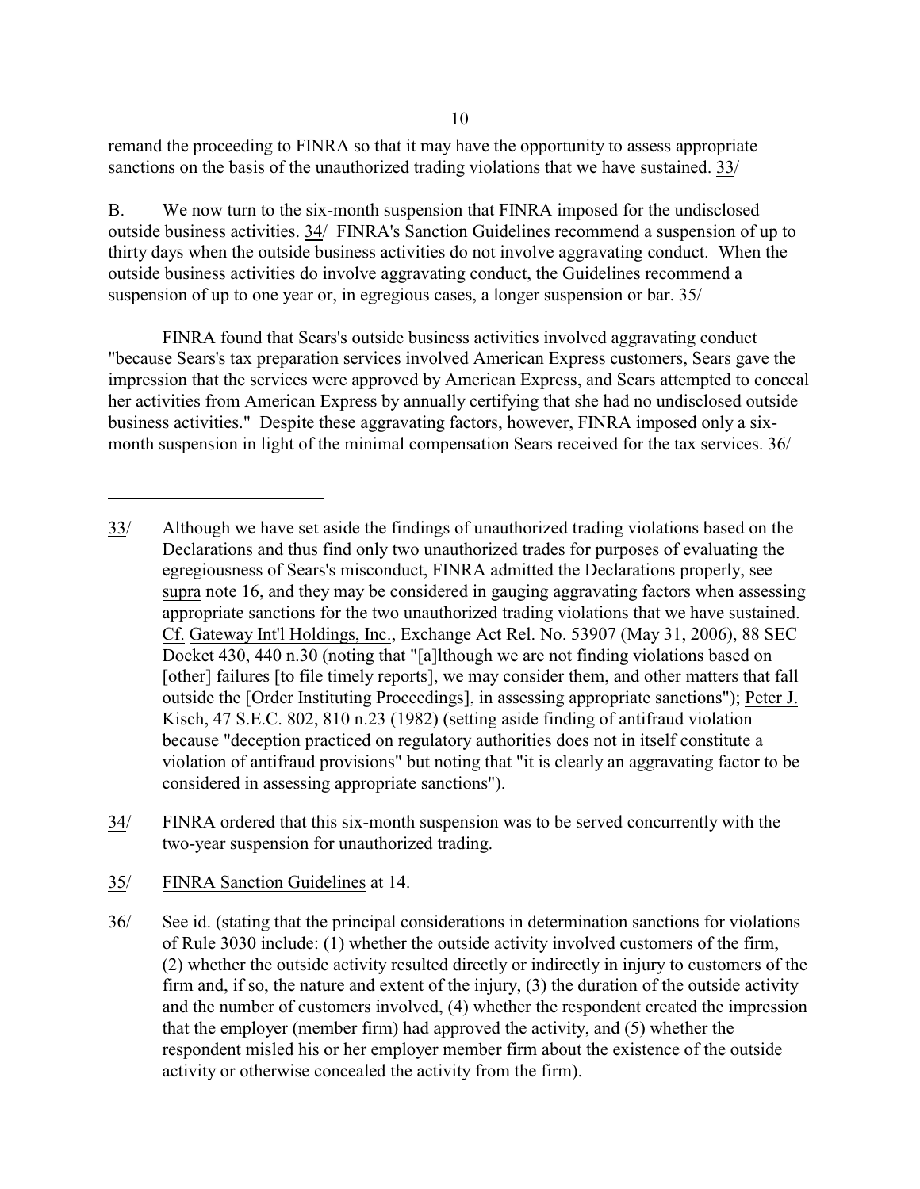remand the proceeding to FINRA so that it may have the opportunity to assess appropriate sanctions on the basis of the unauthorized trading violations that we have sustained. 33/

B. We now turn to the six-month suspension that FINRA imposed for the undisclosed outside business activities. 34/ FINRA's Sanction Guidelines recommend a suspension of up to thirty days when the outside business activities do not involve aggravating conduct. When the outside business activities do involve aggravating conduct, the Guidelines recommend a suspension of up to one year or, in egregious cases, a longer suspension or bar. 35/

FINRA found that Sears's outside business activities involved aggravating conduct "because Sears's tax preparation services involved American Express customers, Sears gave the impression that the services were approved by American Express, and Sears attempted to conceal her activities from American Express by annually certifying that she had no undisclosed outside business activities." Despite these aggravating factors, however, FINRA imposed only a six-month suspension in light of the minimal compensation Sears received for the tax services. 36/

---

33/ Although we have set aside the findings of unauthorized trading violations based on the Declarations and thus find only two unauthorized trades for purposes of evaluating the egregiousness of Sears's misconduct, FINRA admitted the Declarations properly, see supra note 16, and they may be considered in gauging aggravating factors when assessing appropriate sanctions for the two unauthorized trading violations that we have sustained. Cf. Gateway Int'l Holdings, Inc., Exchange Act Rel. No. 53907 (May 31, 2006), 88 SEC Docket 430, 440 n.30 (noting that "[a]lthough we are not finding violations based on [other] failures [to file timely reports], we may consider them, and other matters that fall outside the [Order Instituting Proceedings], in assessing appropriate sanctions"); Peter J. Kisch, 47 S.E.C. 802, 810 n.23 (1982) (setting aside finding of antifraud violation because "deception practiced on regulatory authorities does not in itself constitute a violation of antifraud provisions" but noting that "it is clearly an aggravating factor to be considered in assessing appropriate sanctions").

34/ FINRA ordered that this six-month suspension was to be served concurrently with the two-year suspension for unauthorized trading.

35/ FINRA Sanction Guidelines at 14.

36/ See id. (stating that the principal considerations in determination sanctions for violations of Rule 3030 include: (1) whether the outside activity involved customers of the firm, (2) whether the outside activity resulted directly or indirectly in injury to customers of the firm and, if so, the nature and extent of the injury, (3) the duration of the outside activity and the number of customers involved, (4) whether the respondent created the impression that the employer (member firm) had approved the activity, and (5) whether the respondent misled his or her employer member firm about the existence of the outside activity or otherwise concealed the activity from the firm).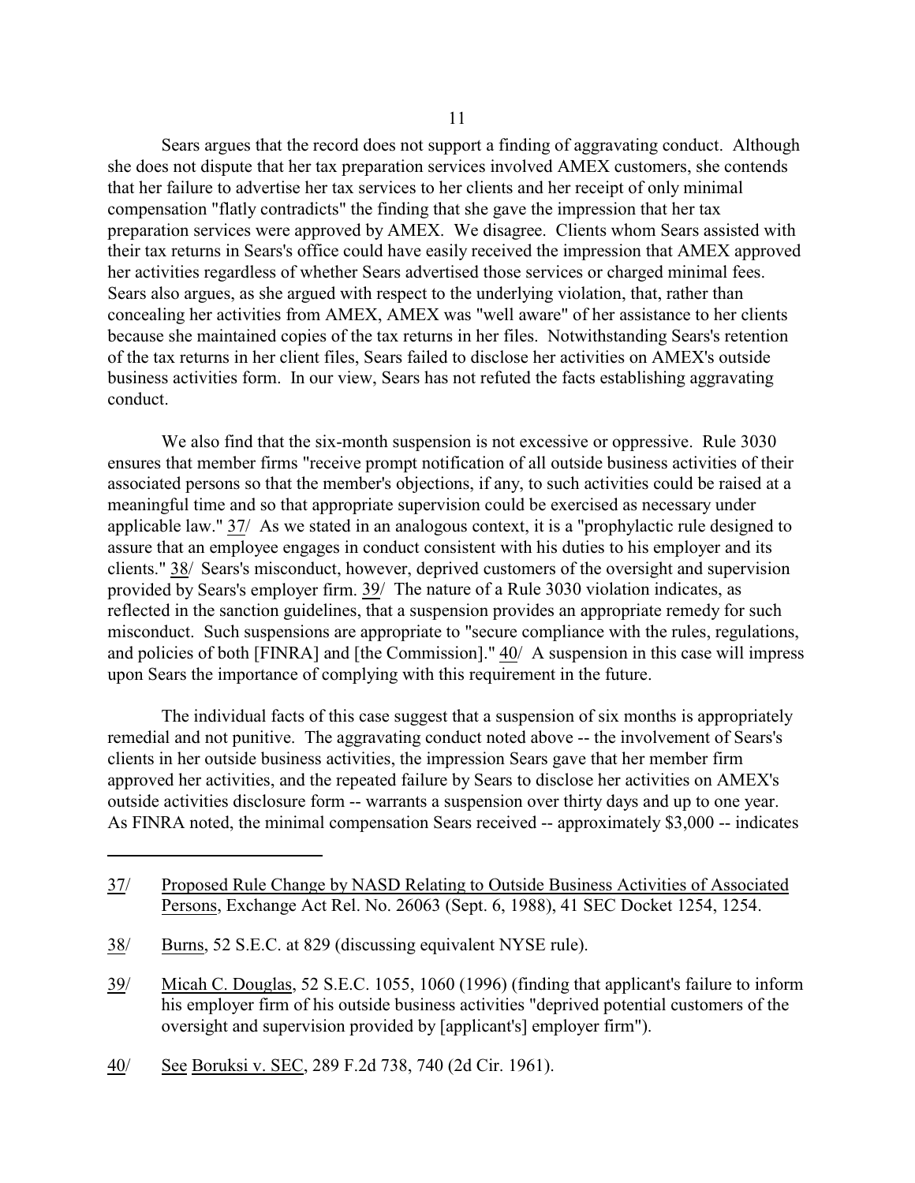Sears argues that the record does not support a finding of aggravating conduct. Although she does not dispute that her tax preparation services involved AMEX customers, she contends that her failure to advertise her tax services to her clients and her receipt of only minimal compensation "flatly contradicts" the finding that she gave the impression that her tax preparation services were approved by AMEX. We disagree. Clients whom Sears assisted with their tax returns in Sears's office could have easily received the impression that AMEX approved her activities regardless of whether Sears advertised those services or charged minimal fees. Sears also argues, as she argued with respect to the underlying violation, that, rather than concealing her activities from AMEX, AMEX was "well aware" of her assistance to her clients because she maintained copies of the tax returns in her files. Notwithstanding Sears's retention of the tax returns in her client files, Sears failed to disclose her activities on AMEX's outside business activities form. In our view, Sears has not refuted the facts establishing aggravating conduct.

We also find that the six-month suspension is not excessive or oppressive. Rule 3030 ensures that member firms "receive prompt notification of all outside business activities of their associated persons so that the member's objections, if any, to such activities could be raised at a meaningful time and so that appropriate supervision could be exercised as necessary under applicable law." 37/ As we stated in an analogous context, it is a "prophylactic rule designed to assure that an employee engages in conduct consistent with his duties to his employer and its clients." 38/ Sears's misconduct, however, deprived customers of the oversight and supervision provided by Sears's employer firm. 39/ The nature of a Rule 3030 violation indicates, as reflected in the sanction guidelines, that a suspension provides an appropriate remedy for such misconduct. Such suspensions are appropriate to "secure compliance with the rules, regulations, and policies of both [FINRA] and [the Commission]." 40/ A suspension in this case will impress upon Sears the importance of complying with this requirement in the future.

The individual facts of this case suggest that a suspension of six months is appropriately remedial and not punitive. The aggravating conduct noted above -- the involvement of Sears's clients in her outside business activities, the impression Sears gave that her member firm approved her activities, and the repeated failure by Sears to disclose her activities on AMEX's outside activities disclosure form -- warrants a suspension over thirty days and up to one year. As FINRA noted, the minimal compensation Sears received -- approximately $3,000 -- indicates

---

37/ Proposed Rule Change by NASD Relating to Outside Business Activities of Associated Persons, Exchange Act Rel. No. 26063 (Sept. 6, 1988), 41 SEC Docket 1254, 1254.

38/ Burns, 52 S.E.C. at 829 (discussing equivalent NYSE rule).

39/ Micah C. Douglas, 52 S.E.C. 1055, 1060 (1996) (finding that applicant's failure to inform his employer firm of his outside business activities "deprived potential customers of the oversight and supervision provided by [applicant's] employer firm").

40/ See Boruksi v. SEC, 289 F.2d 738, 740 (2d Cir. 1961).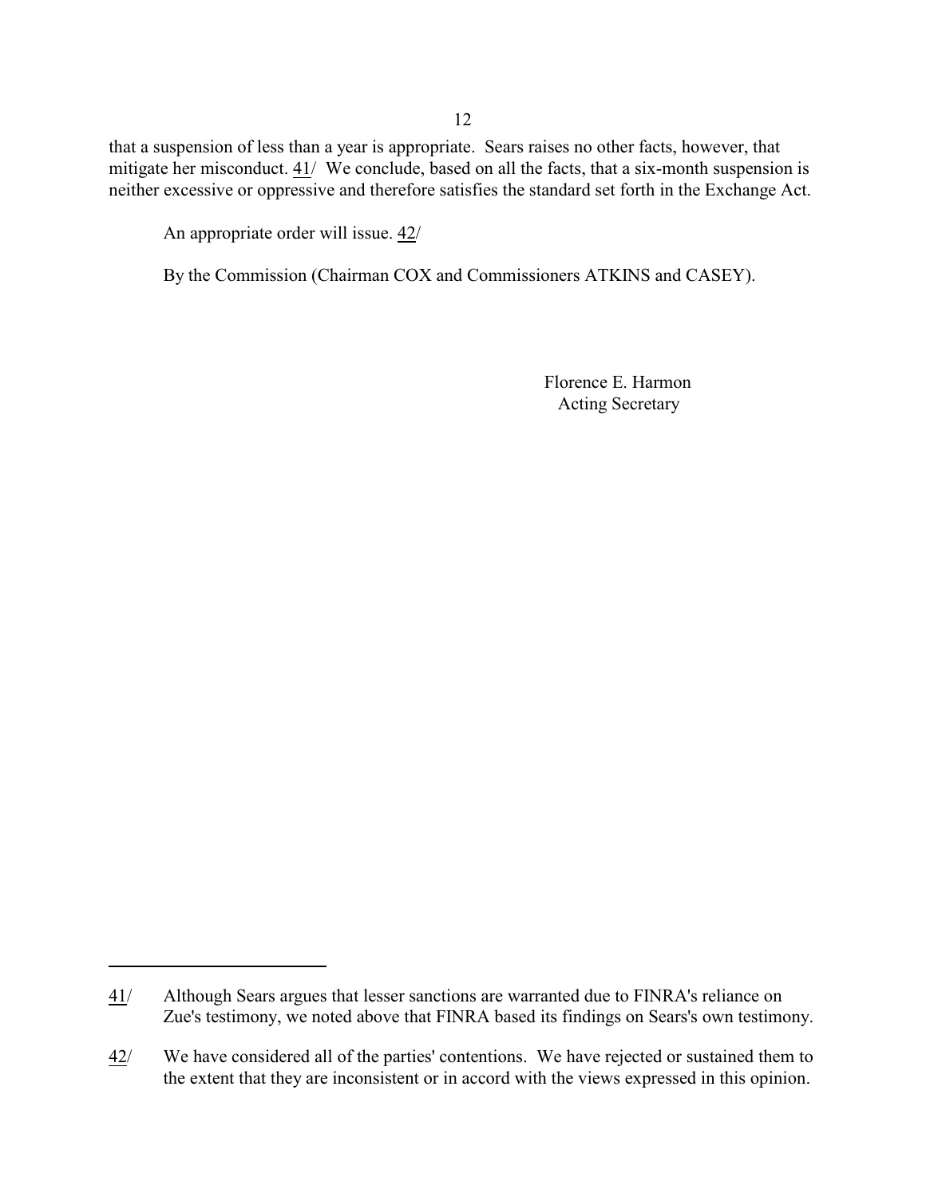that a suspension of less than a year is appropriate. Sears raises no other facts, however, that mitigate her misconduct. 41/ We conclude, based on all the facts, that a six-month suspension is neither excessive or oppressive and therefore satisfies the standard set forth in the Exchange Act.

An appropriate order will issue. 42/

By the Commission (Chairman COX and Commissioners ATKINS and CASEY).

Florence E. Harmon
Acting Secretary

---

41/ Although Sears argues that lesser sanctions are warranted due to FINRA's reliance on Zue's testimony, we noted above that FINRA based its findings on Sears's own testimony.

42/ We have considered all of the parties' contentions. We have rejected or sustained them to the extent that they are inconsistent or in accord with the views expressed in this opinion.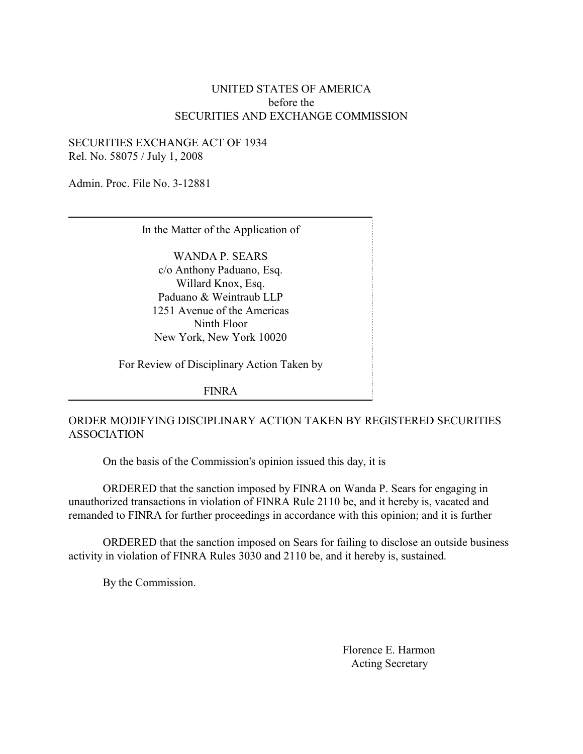UNITED STATES OF AMERICA
before the
SECURITIES AND EXCHANGE COMMISSION

SECURITIES EXCHANGE ACT OF 1934
Rel. No. 58075 / July 1, 2008

Admin. Proc. File No. 3-12881

---

In the Matter of the Application of

WANDA P. SEARS
c/o Anthony Paduano, Esq.
Willard Knox, Esq.
Paduano & Weintraub LLP
1251 Avenue of the Americas
Ninth Floor
New York, New York 10020

For Review of Disciplinary Action Taken by

FINRA

---

ORDER MODIFYING DISCIPLINARY ACTION TAKEN BY REGISTERED SECURITIES ASSOCIATION

On the basis of the Commission's opinion issued this day, it is

ORDERED that the sanction imposed by FINRA on Wanda P. Sears for engaging in unauthorized transactions in violation of FINRA Rule 2110 be, and it hereby is, vacated and remanded to FINRA for further proceedings in accordance with this opinion; and it is further

ORDERED that the sanction imposed on Sears for failing to disclose an outside business activity in violation of FINRA Rules 3030 and 2110 be, and it hereby is, sustained.

By the Commission.

Florence E. Harmon
Acting Secretary